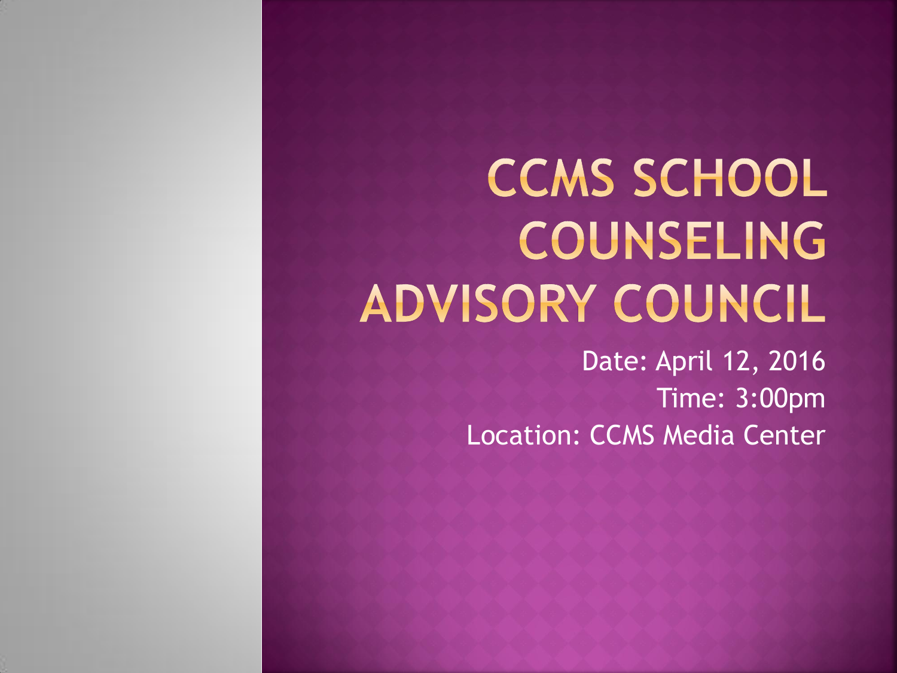# CCMS SCHOOL COUNSELING ADVISORY COUNCIL

Date: April 12, 2016

Time: 3:00pm

Location: CCMS Media Center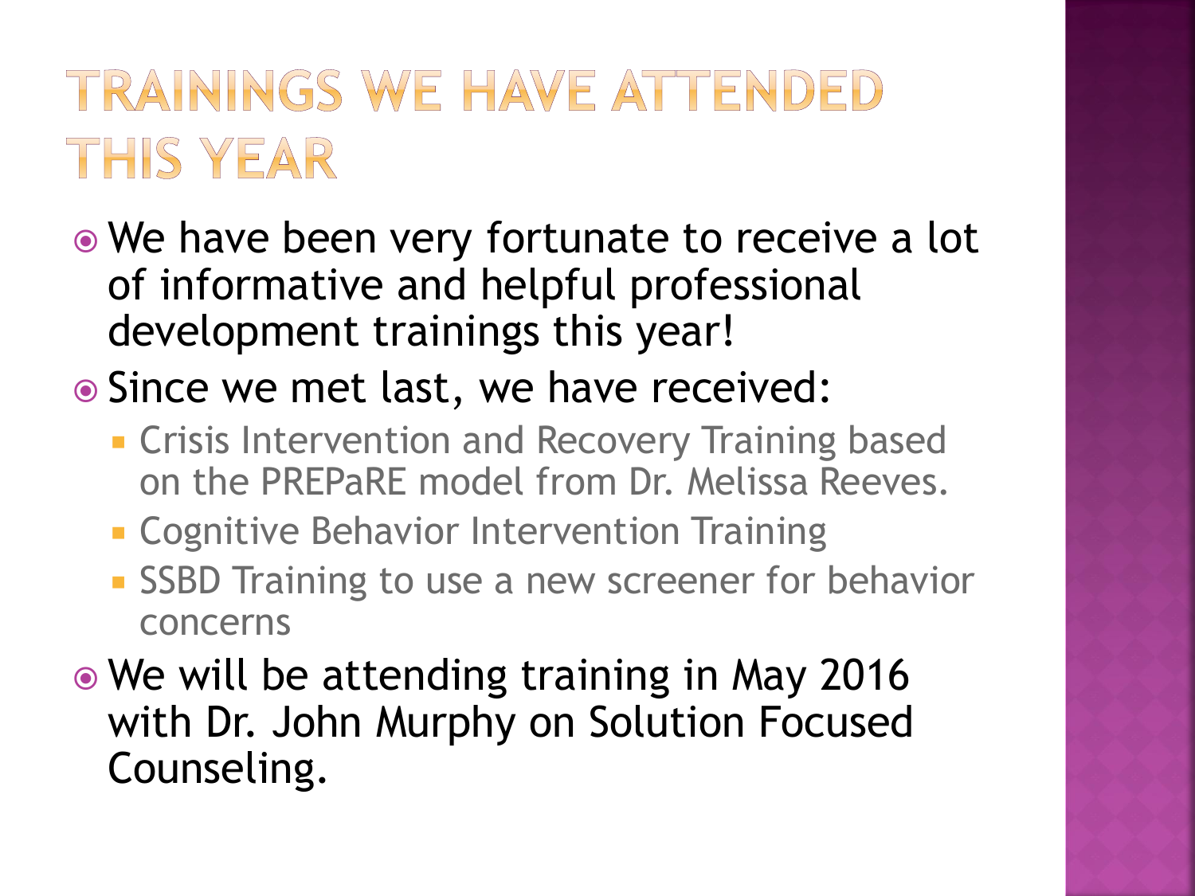# Trainings We Have Attended This Year

- We have been very fortunate to receive a lot of informative and helpful professional development trainings this year!
- Since we met last, we have received:
  - Crisis Intervention and Recovery Training based on the PREPaRE model from Dr. Melissa Reeves.
  - Cognitive Behavior Intervention Training
  - SSBD Training to use a new screener for behavior concerns
- We will be attending training in May 2016 with Dr. John Murphy on Solution Focused Counseling.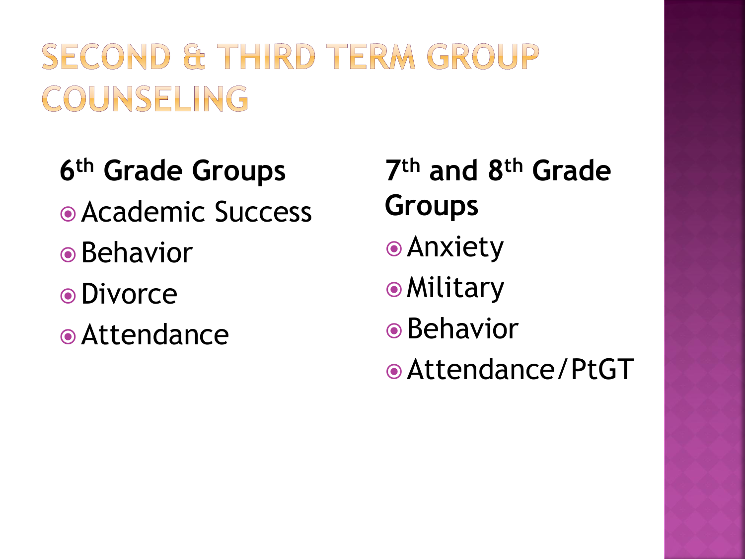# SECOND & THIRD TERM GROUP COUNSELING

**6th Grade Groups**

- Academic Success
- Behavior
- Divorce
- Attendance

**7th and 8th Grade Groups**

- Anxiety
- Military
- Behavior
- Attendance/PtGT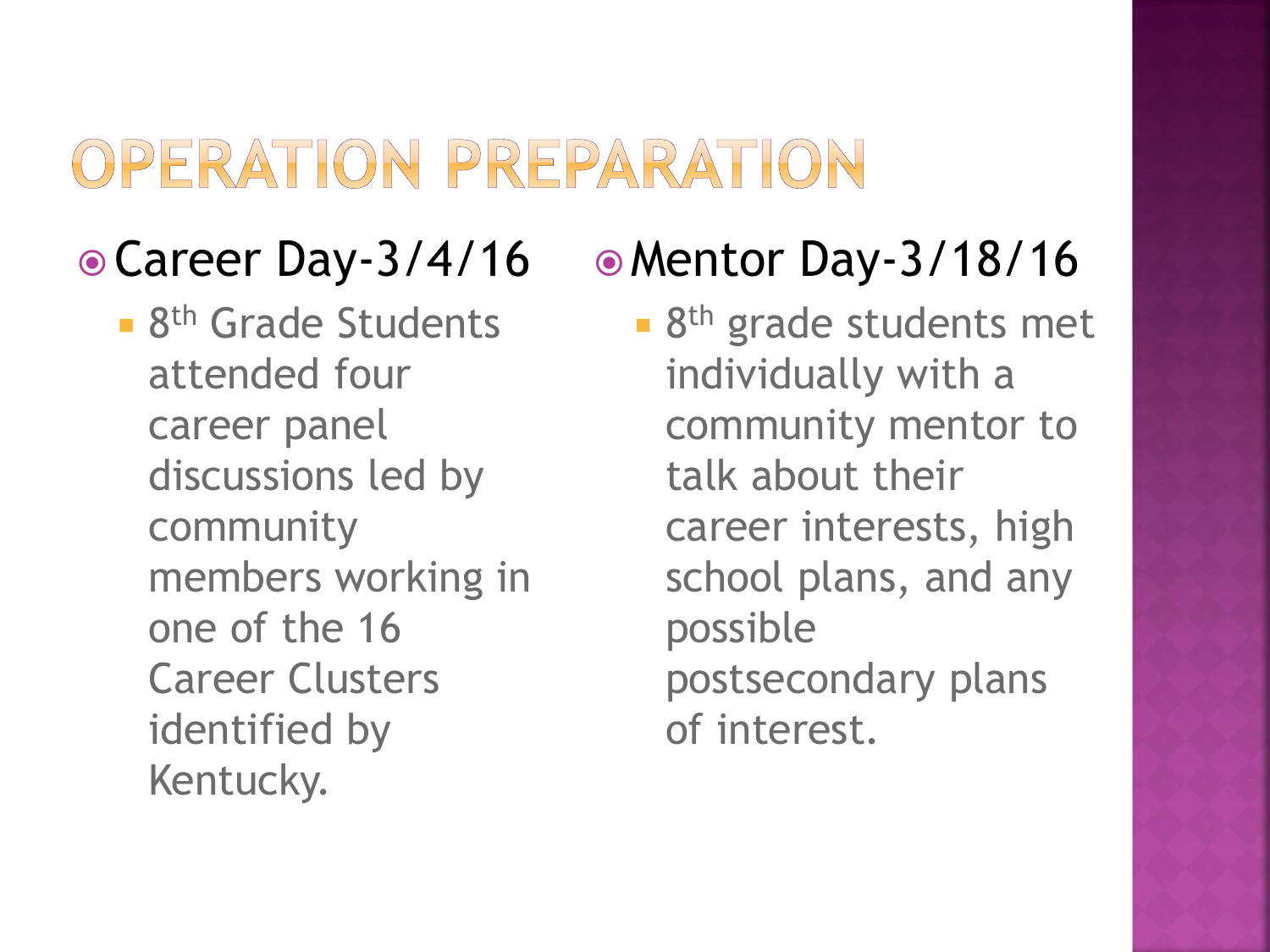# OPERATION PREPARATION

- Career Day-3/4/16
  - 8th Grade Students attended four career panel discussions led by community members working in one of the 16 Career Clusters identified by Kentucky.
- Mentor Day-3/18/16
  - 8th grade students met individually with a community mentor to talk about their career interests, high school plans, and any possible postsecondary plans of interest.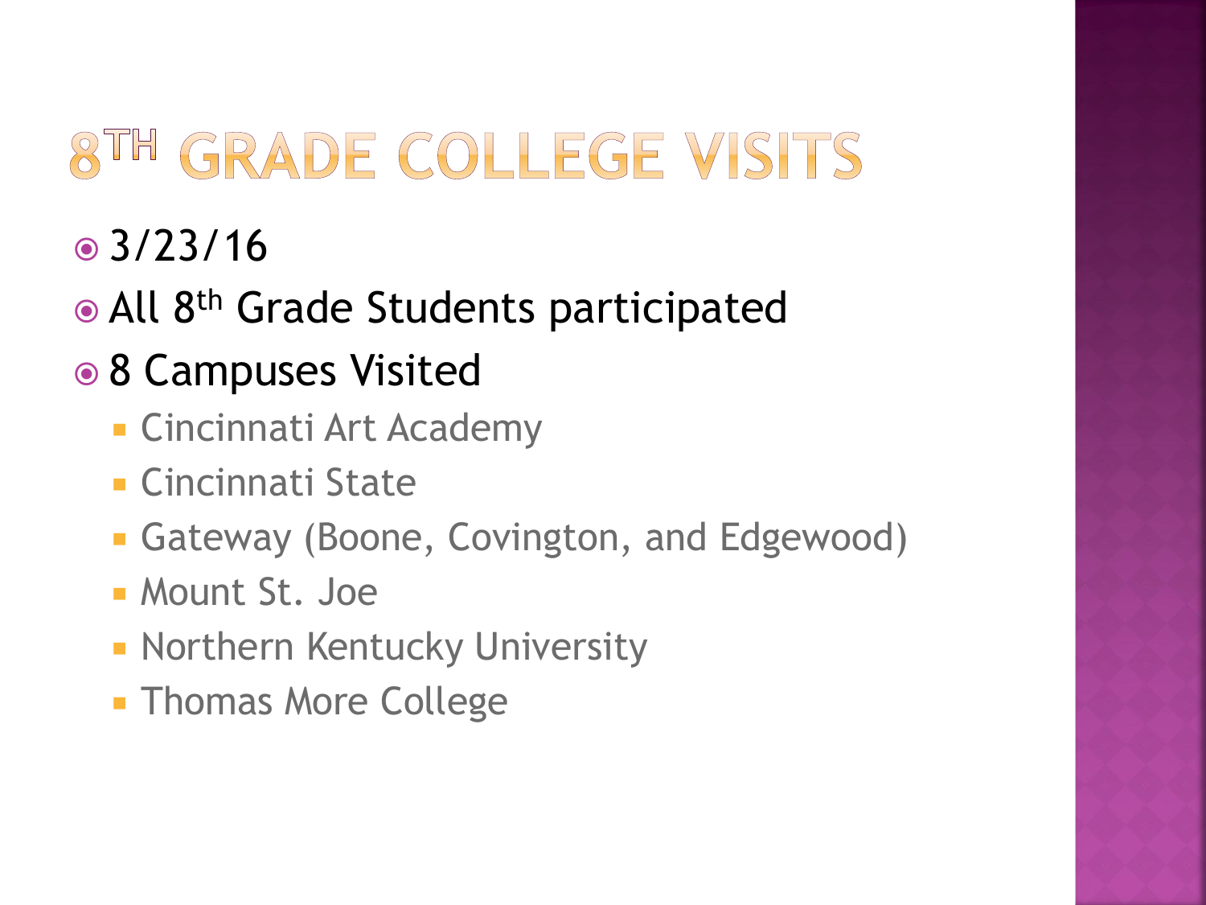# 8$^{th}$ Grade College Visits

- 3/23/16
- All 8$^{th}$ Grade Students participated
- 8 Campuses Visited
  - Cincinnati Art Academy
  - Cincinnati State
  - Gateway (Boone, Covington, and Edgewood)
  - Mount St. Joe
  - Northern Kentucky University
  - Thomas More College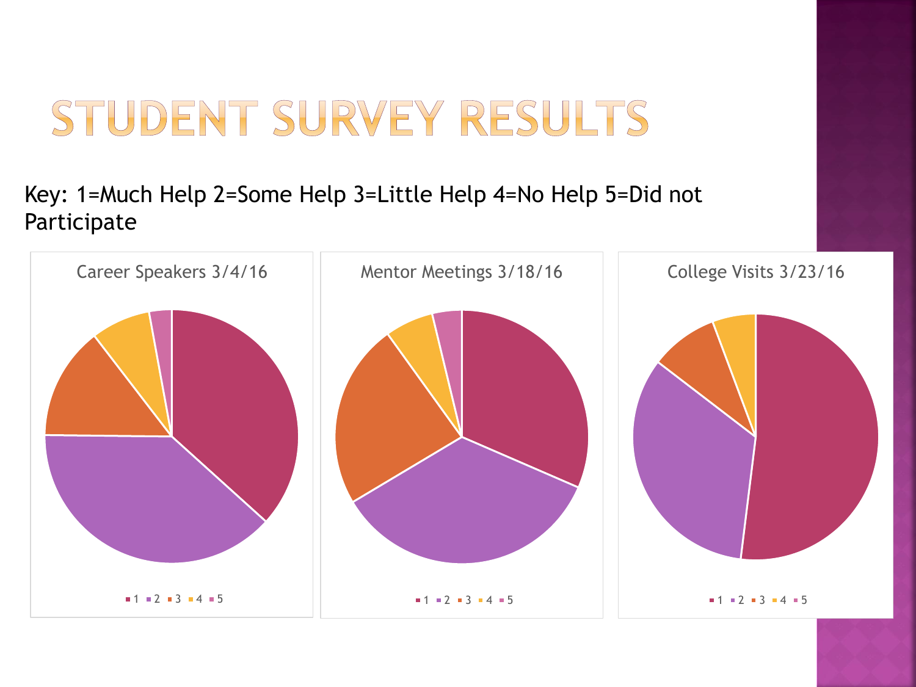# STUDENT SURVEY RESULTS

Key: 1=Much Help 2=Some Help 3=Little Help 4=No Help 5=Did not Participate

Career Speakers 3/4/16

1 2 3 4 5

Mentor Meetings 3/18/16

1 2 3 4 5

College Visits 3/23/16

1 2 3 4 5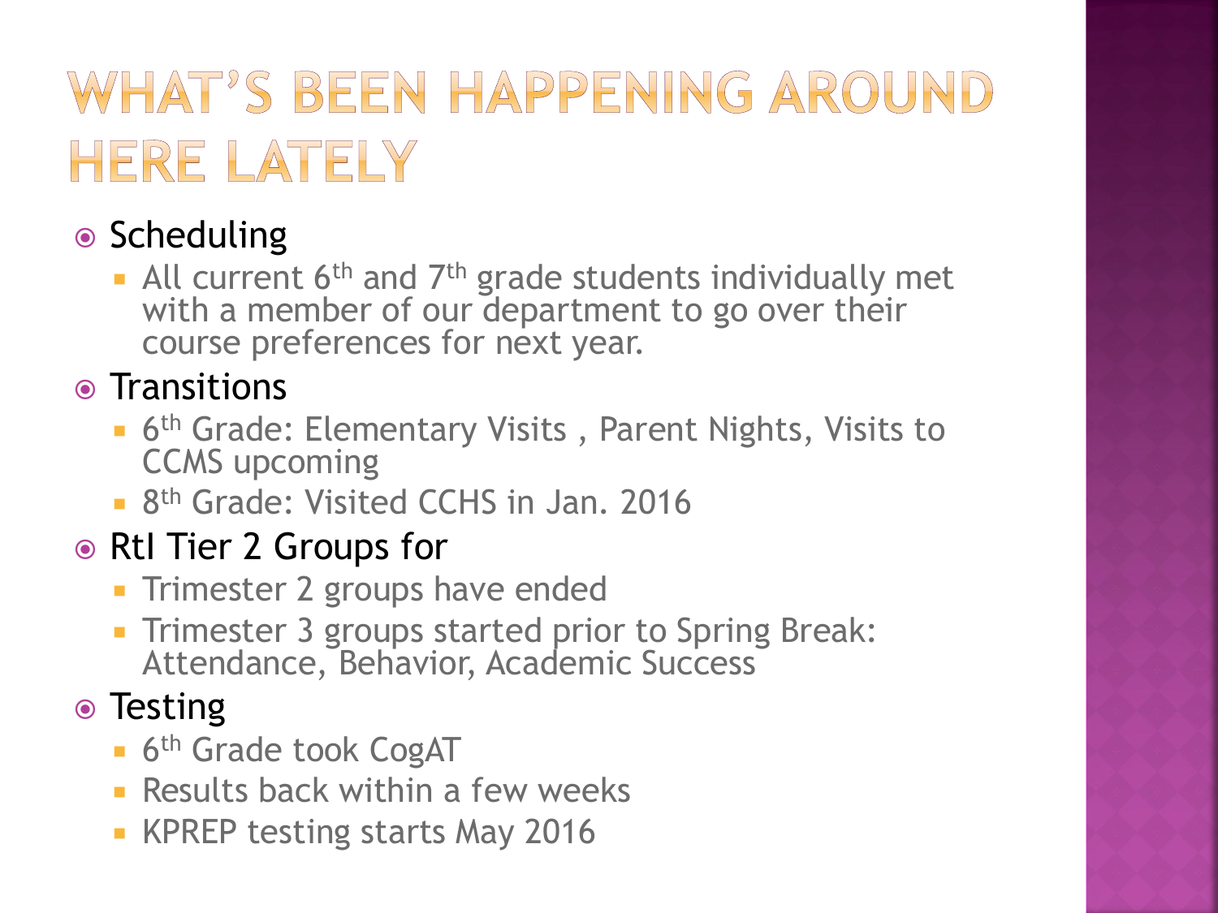# WHAT'S BEEN HAPPENING AROUND HERE LATELY

- Scheduling
  - All current 6th and 7th grade students individually met with a member of our department to go over their course preferences for next year.
- Transitions
  - 6th Grade: Elementary Visits , Parent Nights, Visits to CCMS upcoming
  - 8th Grade: Visited CCHS in Jan. 2016
- RtI Tier 2 Groups for
  - Trimester 2 groups have ended
  - Trimester 3 groups started prior to Spring Break: Attendance, Behavior, Academic Success
- Testing
  - 6th Grade took CogAT
  - Results back within a few weeks
  - KPREP testing starts May 2016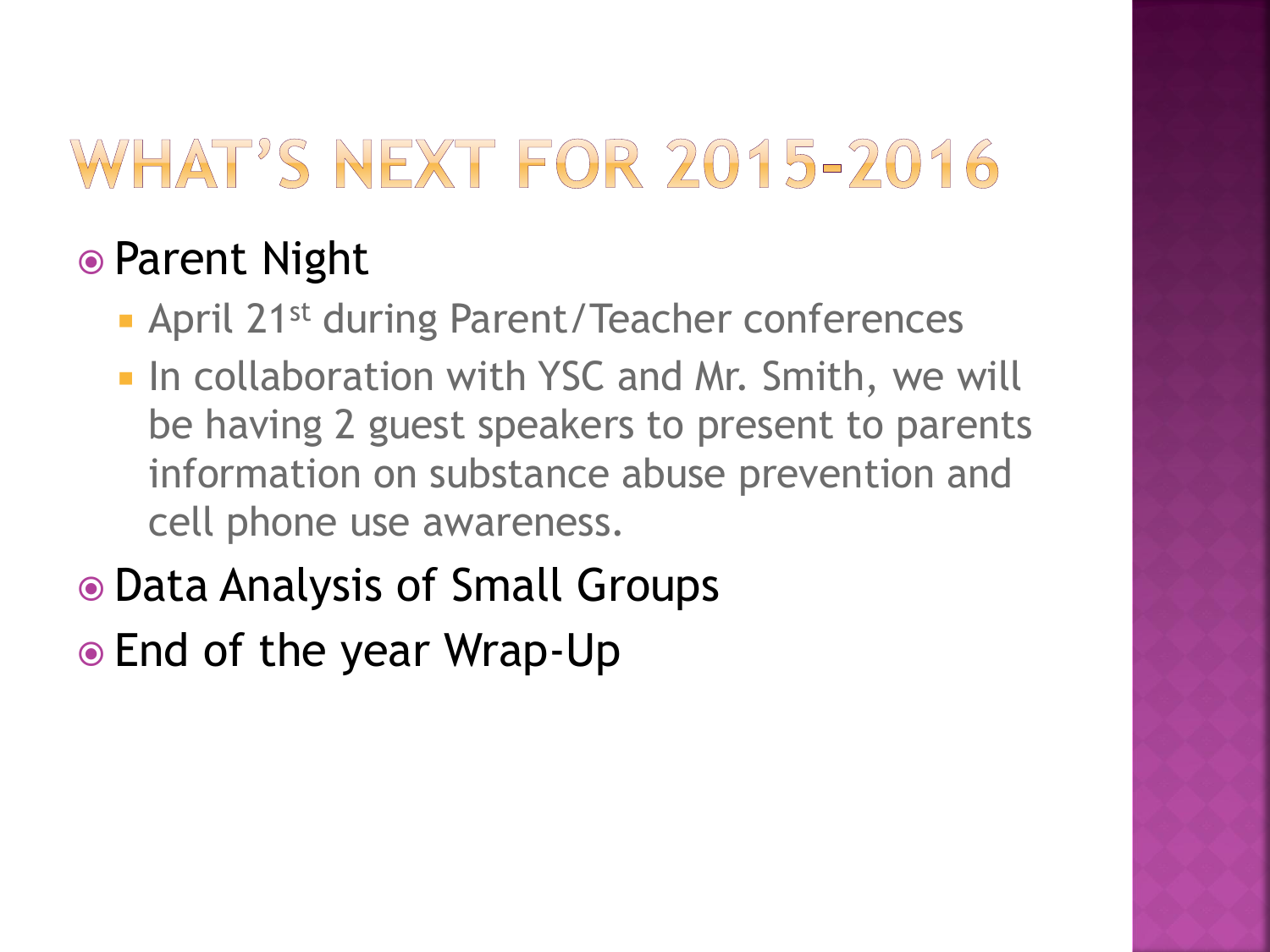# WHAT'S NEXT FOR 2015-2016

- Parent Night
  - April 21st during Parent/Teacher conferences
  - In collaboration with YSC and Mr. Smith, we will be having 2 guest speakers to present to parents information on substance abuse prevention and cell phone use awareness.
- Data Analysis of Small Groups
- End of the year Wrap-Up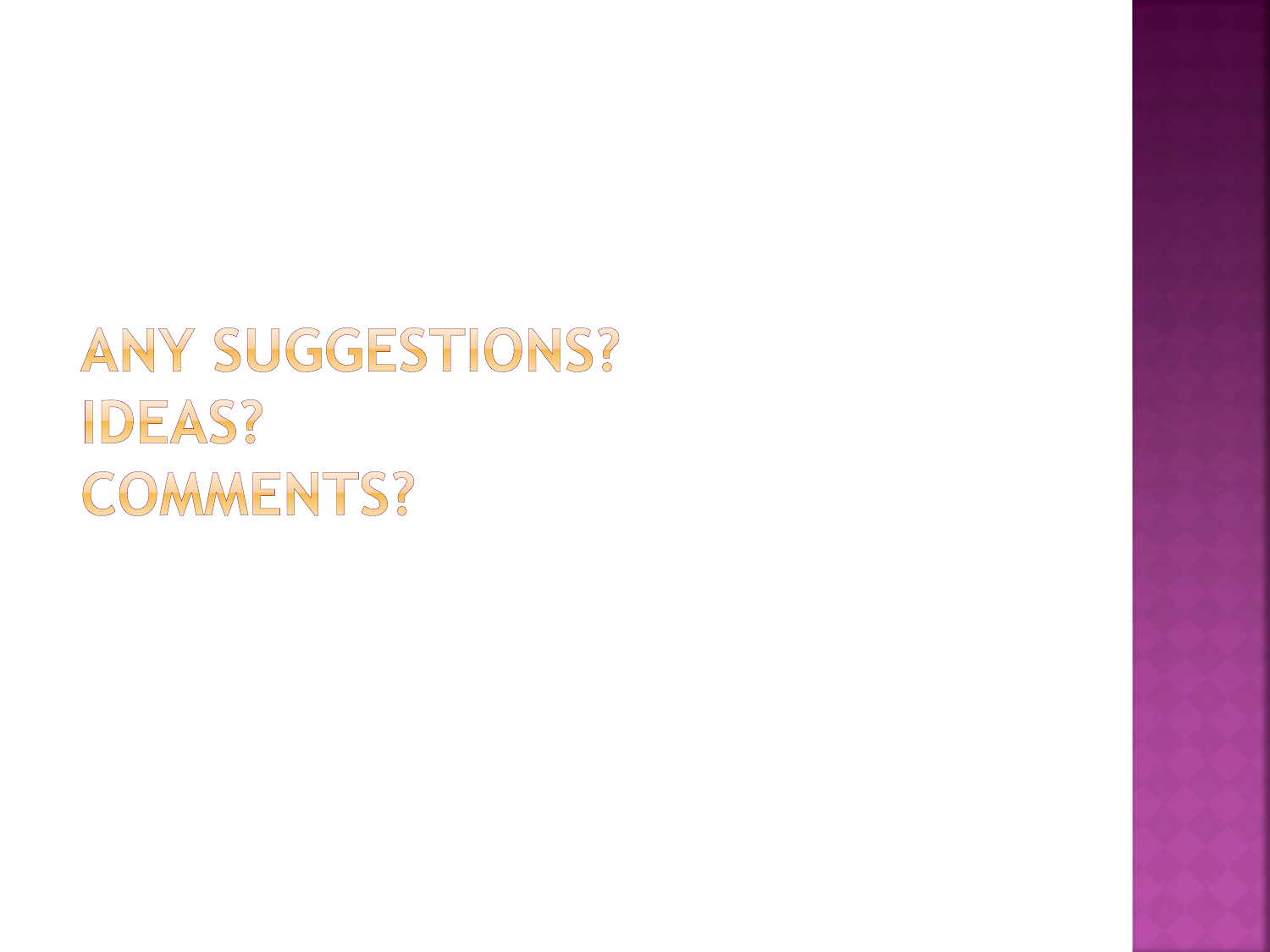# ANY SUGGESTIONS?
# IDEAS?
# COMMENTS?